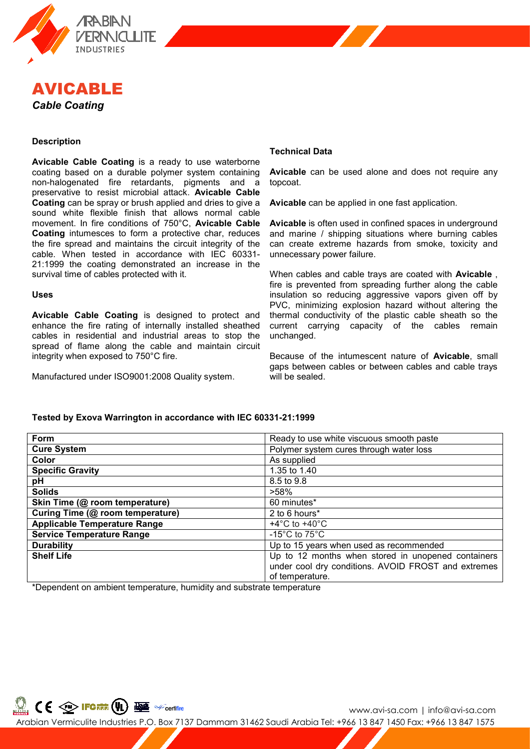# AVICABLE

*Cable Coating*

### Description

**Avicable Cable Coating** is a ready to use waterborne coating based on a durable polymer system containing non-halogenated fire retardants, pigments and a preservative to resist microbial attack. **Avicable Cable Coating** can be spray or brush applied and dries to give a sound white flexible finish that allows normal cable movement. In fire conditions of 750°C, **Avicable Cable Coating** intumesces to form a protective char, reduces the fire spread and maintains the circuit integrity of the cable. When tested in accordance with IEC 60331-21:1999 the coating demonstrated an increase in the survival time of cables protected with it.

### Uses

**Avicable Cable Coating** is designed to protect and enhance the fire rating of internally installed sheathed cables in residential and industrial areas to stop the spread of flame along the cable and maintain circuit integrity when exposed to 750°C fire.

Manufactured under ISO9001:2008 Quality system.

### Technical Data

**Avicable** can be used alone and does not require any topcoat.

**Avicable** can be applied in one fast application.

**Avicable** is often used in confined spaces in underground and marine / shipping situations where burning cables can create extreme hazards from smoke, toxicity and unnecessary power failure.

When cables and cable trays are coated with **Avicable** , fire is prevented from spreading further along the cable insulation so reducing aggressive vapors given off by PVC, minimizing explosion hazard without altering the thermal conductivity of the plastic cable sheath so the current carrying capacity of the cables remain unchanged.

Because of the intumescent nature of **Avicable**, small gaps between cables or between cables and cable trays will be sealed.

**Tested by Exova Warrington in accordance with IEC 60331-21:1999**

| Property | Value |
|---|---|
| **Form** | Ready to use white viscuous smooth paste |
| **Cure System** | Polymer system cures through water loss |
| **Color** | As supplied |
| **Specific Gravity** | 1.35 to 1.40 |
| **pH** | 8.5 to 9.8 |
| **Solids** | >58% |
| **Skin Time (@ room temperature)** | 60 minutes* |
| **Curing Time (@ room temperature)** | 2 to 6 hours* |
| **Applicable Temperature Range** | +4°C to +40°C |
| **Service Temperature Range** | -15°C to 75°C |
| **Durability** | Up to 15 years when used as recommended |
| **Shelf Life** | Up to 12 months when stored in unopened containers under cool dry conditions. AVOID FROST and extremes of temperature. |

*Dependent on ambient temperature, humidity and substrate temperature

www.avi-sa.com | info@avi-sa.com

Arabian Vermiculite Industries P.O. Box 7137 Dammam 31462 Saudi Arabia Tel: +966 13 847 1450 Fax: +966 13 847 1575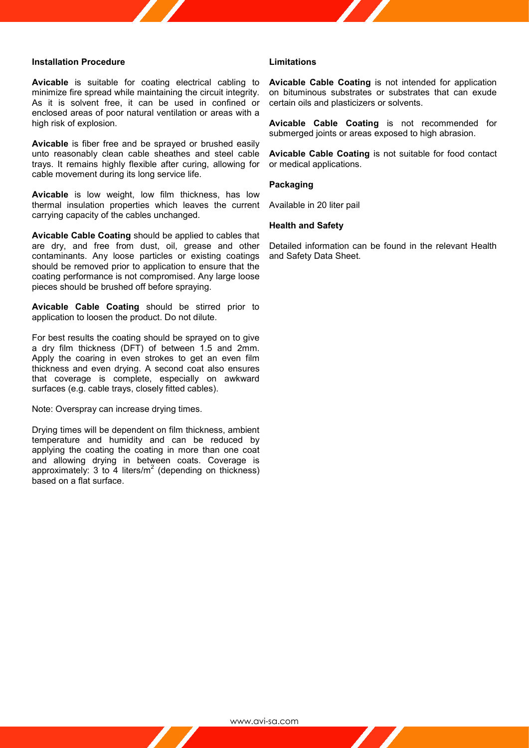### Installation Procedure

**Avicable** is suitable for coating electrical cabling to minimize fire spread while maintaining the circuit integrity. As it is solvent free, it can be used in confined or enclosed areas of poor natural ventilation or areas with a high risk of explosion.

**Avicable** is fiber free and be sprayed or brushed easily unto reasonably clean cable sheathes and steel cable trays. It remains highly flexible after curing, allowing for cable movement during its long service life.

**Avicable** is low weight, low film thickness, has low thermal insulation properties which leaves the current carrying capacity of the cables unchanged.

**Avicable Cable Coating** should be applied to cables that are dry, and free from dust, oil, grease and other contaminants. Any loose particles or existing coatings should be removed prior to application to ensure that the coating performance is not compromised. Any large loose pieces should be brushed off before spraying.

**Avicable Cable Coating** should be stirred prior to application to loosen the product. Do not dilute.

For best results the coating should be sprayed on to give a dry film thickness (DFT) of between 1.5 and 2mm. Apply the coaring in even strokes to get an even film thickness and even drying. A second coat also ensures that coverage is complete, especially on awkward surfaces (e.g. cable trays, closely fitted cables).

Note: Overspray can increase drying times.

Drying times will be dependent on film thickness, ambient temperature and humidity and can be reduced by applying the coating the coating in more than one coat and allowing drying in between coats. Coverage is approximately: 3 to 4 liters/m$^2$ (depending on thickness) based on a flat surface.

### Limitations

**Avicable Cable Coating** is not intended for application on bituminous substrates or substrates that can exude certain oils and plasticizers or solvents.

**Avicable Cable Coating** is not recommended for submerged joints or areas exposed to high abrasion.

**Avicable Cable Coating** is not suitable for food contact or medical applications.

### Packaging

Available in 20 liter pail

### Health and Safety

Detailed information can be found in the relevant Health and Safety Data Sheet.